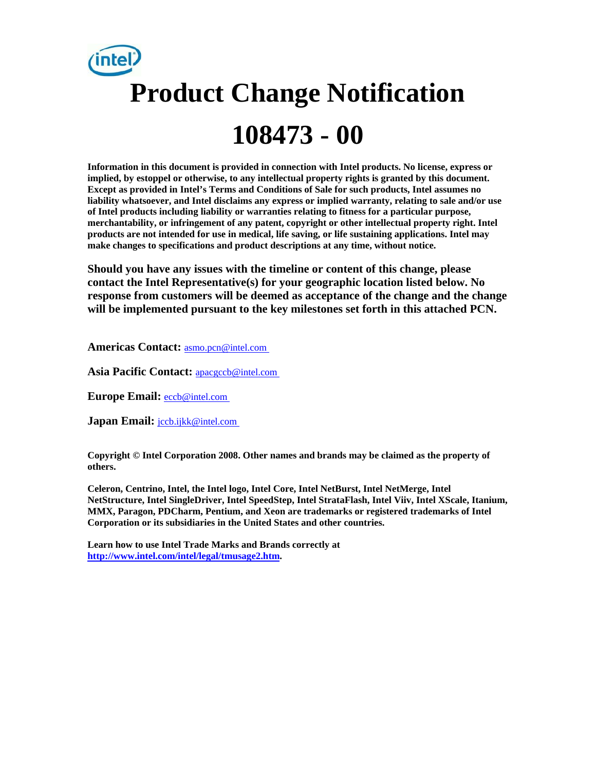# Product Change Notification

# 108473 - 00

**Information in this document is provided in connection with Intel products. No license, express or implied, by estoppel or otherwise, to any intellectual property rights is granted by this document. Except as provided in Intel's Terms and Conditions of Sale for such products, Intel assumes no liability whatsoever, and Intel disclaims any express or implied warranty, relating to sale and/or use of Intel products including liability or warranties relating to fitness for a particular purpose, merchantability, or infringement of any patent, copyright or other intellectual property right. Intel products are not intended for use in medical, life saving, or life sustaining applications. Intel may make changes to specifications and product descriptions at any time, without notice.**

**Should you have any issues with the timeline or content of this change, please contact the Intel Representative(s) for your geographic location listed below. No response from customers will be deemed as acceptance of the change and the change will be implemented pursuant to the key milestones set forth in this attached PCN.**

**Americas Contact:** asmo.pcn@intel.com

**Asia Pacific Contact:** apacgccb@intel.com

**Europe Email:** eccb@intel.com

**Japan Email:** jccb.ijkk@intel.com

**Copyright © Intel Corporation 2008. Other names and brands may be claimed as the property of others.**

**Celeron, Centrino, Intel, the Intel logo, Intel Core, Intel NetBurst, Intel NetMerge, Intel NetStructure, Intel SingleDriver, Intel SpeedStep, Intel StrataFlash, Intel Viiv, Intel XScale, Itanium, MMX, Paragon, PDCharm, Pentium, and Xeon are trademarks or registered trademarks of Intel Corporation or its subsidiaries in the United States and other countries.**

**Learn how to use Intel Trade Marks and Brands correctly at http://www.intel.com/intel/legal/tmusage2.htm.**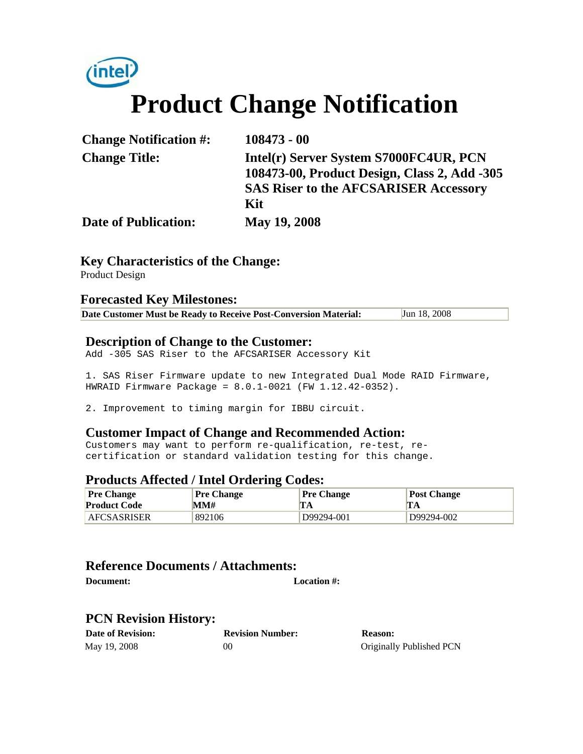# Product Change Notification

| | |
|---|---|
| **Change Notification #:** | **108473 - 00** |
| **Change Title:** | **Intel(r) Server System S7000FC4UR, PCN 108473-00, Product Design, Class 2, Add -305 SAS Riser to the AFCSARISER Accessory Kit** |
| **Date of Publication:** | **May 19, 2008** |

## Key Characteristics of the Change:

Product Design

## Forecasted Key Milestones:

| | |
|---|---|
| **Date Customer Must be Ready to Receive Post-Conversion Material:** | Jun 18, 2008 |

## Description of Change to the Customer:

Add -305 SAS Riser to the AFCSARISER Accessory Kit

1. SAS Riser Firmware update to new Integrated Dual Mode RAID Firmware, HWRAID Firmware Package = 8.0.1-0021 (FW 1.12.42-0352).

2. Improvement to timing margin for IBBU circuit.

## Customer Impact of Change and Recommended Action:

Customers may want to perform re-qualification, re-test, re-certification or standard validation testing for this change.

## Products Affected / Intel Ordering Codes:

| Pre Change Product Code | Pre Change MM# | Pre Change TA | Post Change TA |
|---|---|---|---|
| AFCSASRISER | 892106 | D99294-001 | D99294-002 |

## Reference Documents / Attachments:

| Document: | Location #: |
|---|---|

## PCN Revision History:

| Date of Revision: | Revision Number: | Reason: |
|---|---|---|
| May 19, 2008 | 00 | Originally Published PCN |